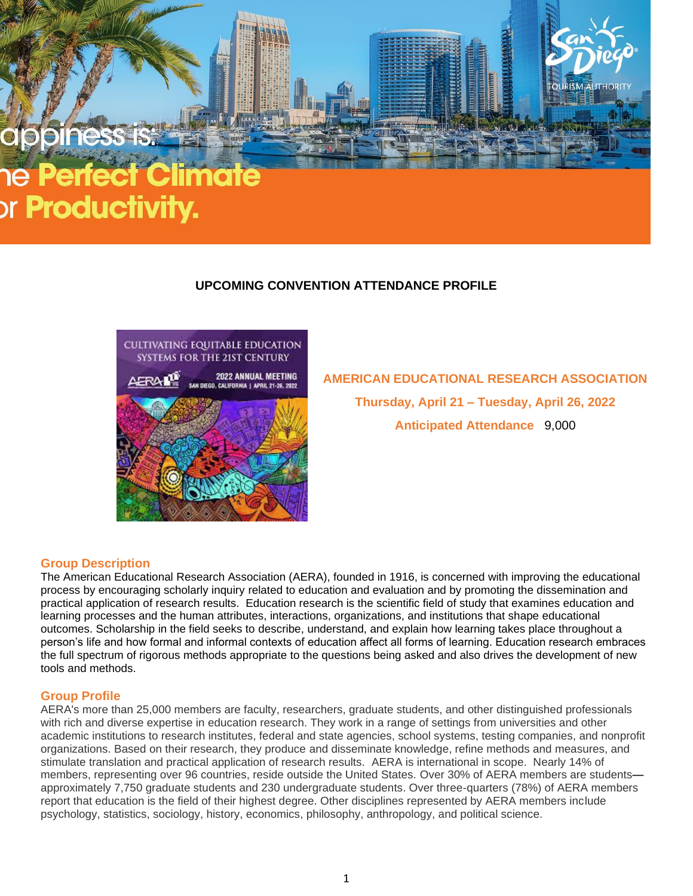appiness is:
ne **Perfect Climate**
or **Productivity.**

San Diego Tourism Authority

## UPCOMING CONVENTION ATTENDANCE PROFILE

CULTIVATING EQUITABLE EDUCATION SYSTEMS FOR THE 21ST CENTURY
AERA 2022 ANNUAL MEETING
SAN DIEGO, CALIFORNIA | APRIL 21-26, 2022

**AMERICAN EDUCATIONAL RESEARCH ASSOCIATION**

**Thursday, April 21 – Tuesday, April 26, 2022**

**Anticipated Attendance** 9,000

### Group Description

The American Educational Research Association (AERA), founded in 1916, is concerned with improving the educational process by encouraging scholarly inquiry related to education and evaluation and by promoting the dissemination and practical application of research results. Education research is the scientific field of study that examines education and learning processes and the human attributes, interactions, organizations, and institutions that shape educational outcomes. Scholarship in the field seeks to describe, understand, and explain how learning takes place throughout a person's life and how formal and informal contexts of education affect all forms of learning. Education research embraces the full spectrum of rigorous methods appropriate to the questions being asked and also drives the development of new tools and methods.

### Group Profile

AERA's more than 25,000 members are faculty, researchers, graduate students, and other distinguished professionals with rich and diverse expertise in education research. They work in a range of settings from universities and other academic institutions to research institutes, federal and state agencies, school systems, testing companies, and nonprofit organizations. Based on their research, they produce and disseminate knowledge, refine methods and measures, and stimulate translation and practical application of research results. AERA is international in scope. Nearly 14% of members, representing over 96 countries, reside outside the United States. Over 30% of AERA members are students—approximately 7,750 graduate students and 230 undergraduate students. Over three-quarters (78%) of AERA members report that education is the field of their highest degree. Other disciplines represented by AERA members include psychology, statistics, sociology, history, economics, philosophy, anthropology, and political science.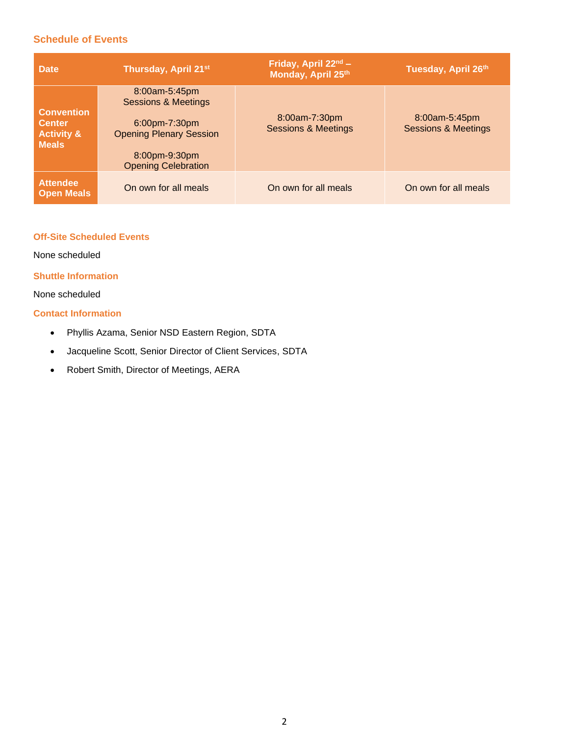## Schedule of Events

| Date | Thursday, April 21st | Friday, April 22nd – Monday, April 25th | Tuesday, April 26th |
| --- | --- | --- | --- |
| **Convention Center Activity & Meals** | 8:00am-5:45pm Sessions & Meetings<br><br>6:00pm-7:30pm Opening Plenary Session<br><br>8:00pm-9:30pm Opening Celebration | 8:00am-7:30pm Sessions & Meetings | 8:00am-5:45pm Sessions & Meetings |
| **Attendee Open Meals** | On own for all meals | On own for all meals | On own for all meals |

### Off-Site Scheduled Events

None scheduled

### Shuttle Information

None scheduled

### Contact Information

- Phyllis Azama, Senior NSD Eastern Region, SDTA
- Jacqueline Scott, Senior Director of Client Services, SDTA
- Robert Smith, Director of Meetings, AERA